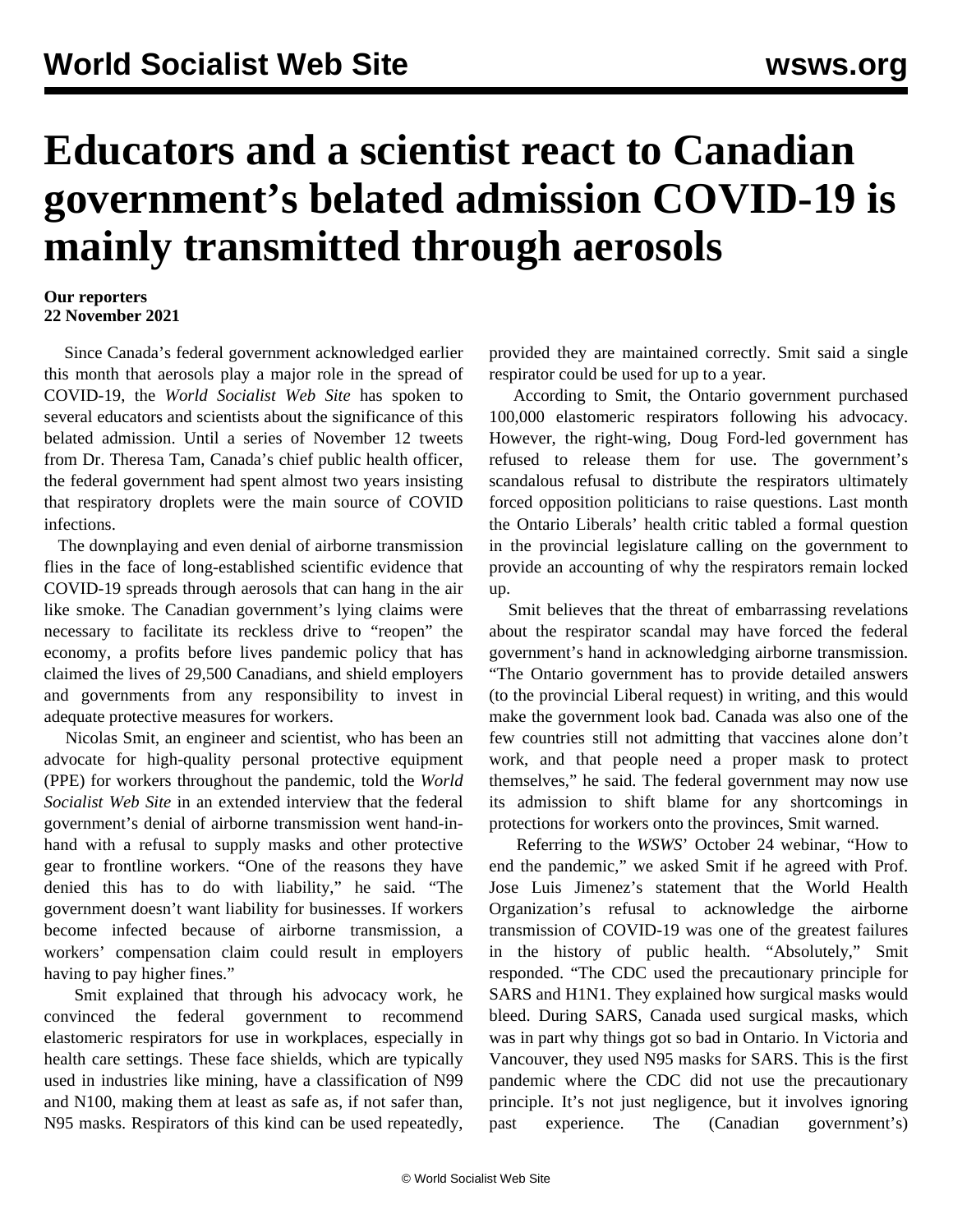# Educators and a scientist react to Canadian government's belated admission COVID-19 is mainly transmitted through aerosols

**Our reporters**
**22 November 2021**

Since Canada's federal government acknowledged earlier this month that aerosols play a major role in the spread of COVID-19, the *World Socialist Web Site* has spoken to several educators and scientists about the significance of this belated admission. Until a series of November 12 tweets from Dr. Theresa Tam, Canada's chief public health officer, the federal government had spent almost two years insisting that respiratory droplets were the main source of COVID infections.

The downplaying and even denial of airborne transmission flies in the face of long-established scientific evidence that COVID-19 spreads through aerosols that can hang in the air like smoke. The Canadian government's lying claims were necessary to facilitate its reckless drive to "reopen" the economy, a profits before lives pandemic policy that has claimed the lives of 29,500 Canadians, and shield employers and governments from any responsibility to invest in adequate protective measures for workers.

Nicolas Smit, an engineer and scientist, who has been an advocate for high-quality personal protective equipment (PPE) for workers throughout the pandemic, told the *World Socialist Web Site* in an extended interview that the federal government's denial of airborne transmission went hand-in-hand with a refusal to supply masks and other protective gear to frontline workers. "One of the reasons they have denied this has to do with liability," he said. "The government doesn't want liability for businesses. If workers become infected because of airborne transmission, a workers' compensation claim could result in employers having to pay higher fines."

Smit explained that through his advocacy work, he convinced the federal government to recommend elastomeric respirators for use in workplaces, especially in health care settings. These face shields, which are typically used in industries like mining, have a classification of N99 and N100, making them at least as safe as, if not safer than, N95 masks. Respirators of this kind can be used repeatedly, provided they are maintained correctly. Smit said a single respirator could be used for up to a year.

According to Smit, the Ontario government purchased 100,000 elastomeric respirators following his advocacy. However, the right-wing, Doug Ford-led government has refused to release them for use. The government's scandalous refusal to distribute the respirators ultimately forced opposition politicians to raise questions. Last month the Ontario Liberals' health critic tabled a formal question in the provincial legislature calling on the government to provide an accounting of why the respirators remain locked up.

Smit believes that the threat of embarrassing revelations about the respirator scandal may have forced the federal government's hand in acknowledging airborne transmission. "The Ontario government has to provide detailed answers (to the provincial Liberal request) in writing, and this would make the government look bad. Canada was also one of the few countries still not admitting that vaccines alone don't work, and that people need a proper mask to protect themselves," he said. The federal government may now use its admission to shift blame for any shortcomings in protections for workers onto the provinces, Smit warned.

Referring to the *WSWS*' October 24 webinar, "How to end the pandemic," we asked Smit if he agreed with Prof. Jose Luis Jimenez's statement that the World Health Organization's refusal to acknowledge the airborne transmission of COVID-19 was one of the greatest failures in the history of public health. "Absolutely," Smit responded. "The CDC used the precautionary principle for SARS and H1N1. They explained how surgical masks would bleed. During SARS, Canada used surgical masks, which was in part why things got so bad in Ontario. In Victoria and Vancouver, they used N95 masks for SARS. This is the first pandemic where the CDC did not use the precautionary principle. It's not just negligence, but it involves ignoring past experience. The (Canadian government's)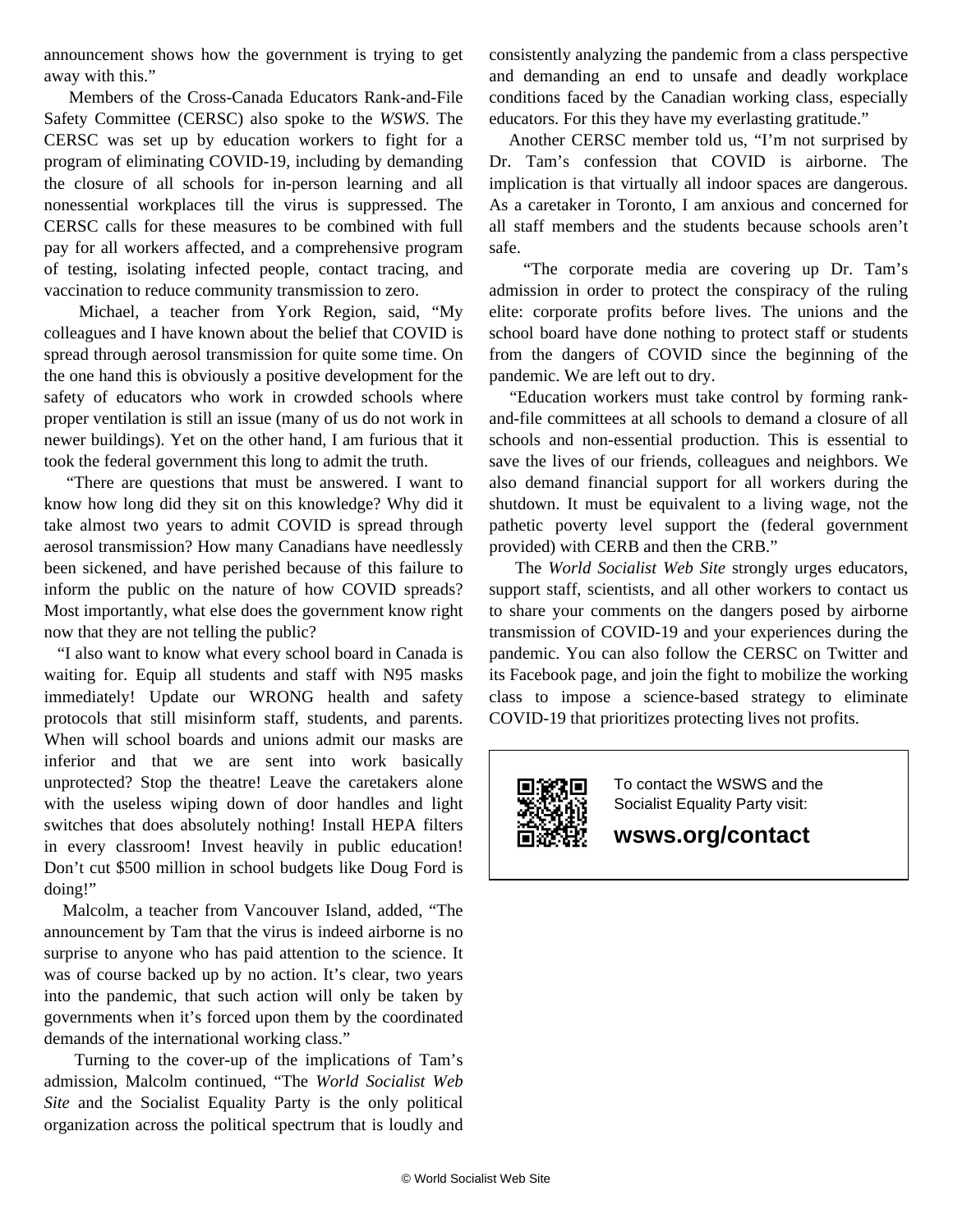announcement shows how the government is trying to get away with this."

Members of the Cross-Canada Educators Rank-and-File Safety Committee (CERSC) also spoke to the *WSWS*. The CERSC was set up by education workers to fight for a program of eliminating COVID-19, including by demanding the closure of all schools for in-person learning and all nonessential workplaces till the virus is suppressed. The CERSC calls for these measures to be combined with full pay for all workers affected, and a comprehensive program of testing, isolating infected people, contact tracing, and vaccination to reduce community transmission to zero.

Michael, a teacher from York Region, said, "My colleagues and I have known about the belief that COVID is spread through aerosol transmission for quite some time. On the one hand this is obviously a positive development for the safety of educators who work in crowded schools where proper ventilation is still an issue (many of us do not work in newer buildings). Yet on the other hand, I am furious that it took the federal government this long to admit the truth.

"There are questions that must be answered. I want to know how long did they sit on this knowledge? Why did it take almost two years to admit COVID is spread through aerosol transmission? How many Canadians have needlessly been sickened, and have perished because of this failure to inform the public on the nature of how COVID spreads? Most importantly, what else does the government know right now that they are not telling the public?

"I also want to know what every school board in Canada is waiting for. Equip all students and staff with N95 masks immediately! Update our WRONG health and safety protocols that still misinform staff, students, and parents. When will school boards and unions admit our masks are inferior and that we are sent into work basically unprotected? Stop the theatre! Leave the caretakers alone with the useless wiping down of door handles and light switches that does absolutely nothing! Install HEPA filters in every classroom! Invest heavily in public education! Don't cut $500 million in school budgets like Doug Ford is doing!"

Malcolm, a teacher from Vancouver Island, added, "The announcement by Tam that the virus is indeed airborne is no surprise to anyone who has paid attention to the science. It was of course backed up by no action. It's clear, two years into the pandemic, that such action will only be taken by governments when it's forced upon them by the coordinated demands of the international working class."

Turning to the cover-up of the implications of Tam's admission, Malcolm continued, "The *World Socialist Web Site* and the Socialist Equality Party is the only political organization across the political spectrum that is loudly and consistently analyzing the pandemic from a class perspective and demanding an end to unsafe and deadly workplace conditions faced by the Canadian working class, especially educators. For this they have my everlasting gratitude."

Another CERSC member told us, "I'm not surprised by Dr. Tam's confession that COVID is airborne. The implication is that virtually all indoor spaces are dangerous. As a caretaker in Toronto, I am anxious and concerned for all staff members and the students because schools aren't safe.

"The corporate media are covering up Dr. Tam's admission in order to protect the conspiracy of the ruling elite: corporate profits before lives. The unions and the school board have done nothing to protect staff or students from the dangers of COVID since the beginning of the pandemic. We are left out to dry.

"Education workers must take control by forming rank-and-file committees at all schools to demand a closure of all schools and non-essential production. This is essential to save the lives of our friends, colleagues and neighbors. We also demand financial support for all workers during the shutdown. It must be equivalent to a living wage, not the pathetic poverty level support the (federal government provided) with CERB and then the CRB."

The *World Socialist Web Site* strongly urges educators, support staff, scientists, and all other workers to contact us to share your comments on the dangers posed by airborne transmission of COVID-19 and your experiences during the pandemic. You can also follow the CERSC on Twitter and its Facebook page, and join the fight to mobilize the working class to impose a science-based strategy to eliminate COVID-19 that prioritizes protecting lives not profits.

To contact the WSWS and the Socialist Equality Party visit:

**wsws.org/contact**